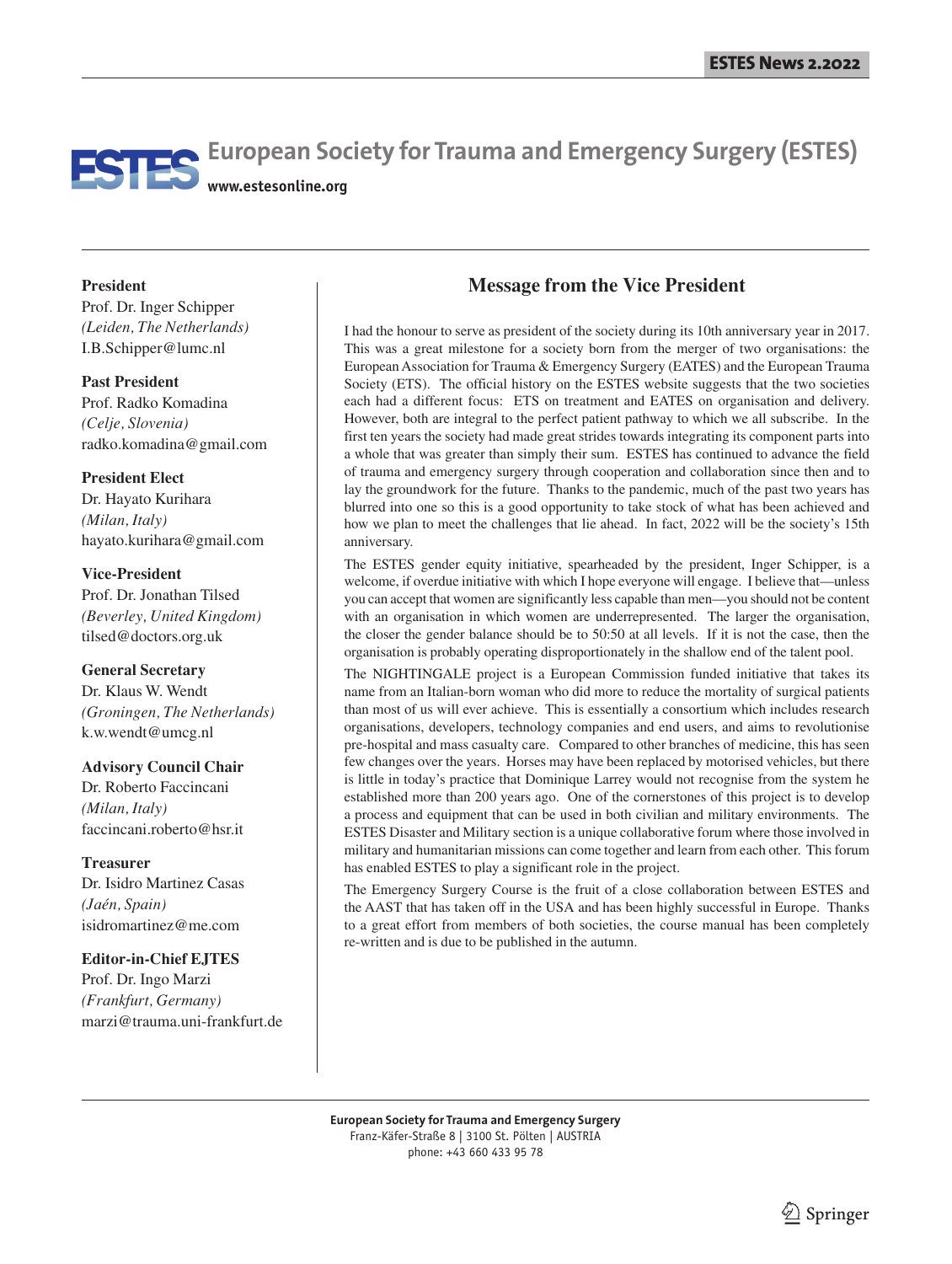# European Society for Trauma and Emergency Surgery (ESTES)

www.estesonline.org

**President**
Prof. Dr. Inger Schipper
*(Leiden, The Netherlands)*
I.B.Schipper@lumc.nl

**Past President**
Prof. Radko Komadina
*(Celje, Slovenia)*
radko.komadina@gmail.com

**President Elect**
Dr. Hayato Kurihara
*(Milan, Italy)*
hayato.kurihara@gmail.com

**Vice-President**
Prof. Dr. Jonathan Tilsed
*(Beverley, United Kingdom)*
tilsed@doctors.org.uk

**General Secretary**
Dr. Klaus W. Wendt
*(Groningen, The Netherlands)*
k.w.wendt@umcg.nl

**Advisory Council Chair**
Dr. Roberto Faccincani
*(Milan, Italy)*
faccincani.roberto@hsr.it

**Treasurer**
Dr. Isidro Martinez Casas
*(Jaén, Spain)*
isidromartinez@me.com

**Editor-in-Chief EJTES**
Prof. Dr. Ingo Marzi
*(Frankfurt, Germany)*
marzi@trauma.uni-frankfurt.de

## Message from the Vice President

I had the honour to serve as president of the society during its 10th anniversary year in 2017. This was a great milestone for a society born from the merger of two organisations: the European Association for Trauma & Emergency Surgery (EATES) and the European Trauma Society (ETS). The official history on the ESTES website suggests that the two societies each had a different focus: ETS on treatment and EATES on organisation and delivery. However, both are integral to the perfect patient pathway to which we all subscribe. In the first ten years the society had made great strides towards integrating its component parts into a whole that was greater than simply their sum. ESTES has continued to advance the field of trauma and emergency surgery through cooperation and collaboration since then and to lay the groundwork for the future. Thanks to the pandemic, much of the past two years has blurred into one so this is a good opportunity to take stock of what has been achieved and how we plan to meet the challenges that lie ahead. In fact, 2022 will be the society's 15th anniversary.

The ESTES gender equity initiative, spearheaded by the president, Inger Schipper, is a welcome, if overdue initiative with which I hope everyone will engage. I believe that—unless you can accept that women are significantly less capable than men—you should not be content with an organisation in which women are underrepresented. The larger the organisation, the closer the gender balance should be to 50:50 at all levels. If it is not the case, then the organisation is probably operating disproportionately in the shallow end of the talent pool.

The NIGHTINGALE project is a European Commission funded initiative that takes its name from an Italian-born woman who did more to reduce the mortality of surgical patients than most of us will ever achieve. This is essentially a consortium which includes research organisations, developers, technology companies and end users, and aims to revolutionise pre-hospital and mass casualty care. Compared to other branches of medicine, this has seen few changes over the years. Horses may have been replaced by motorised vehicles, but there is little in today's practice that Dominique Larrey would not recognise from the system he established more than 200 years ago. One of the cornerstones of this project is to develop a process and equipment that can be used in both civilian and military environments. The ESTES Disaster and Military section is a unique collaborative forum where those involved in military and humanitarian missions can come together and learn from each other. This forum has enabled ESTES to play a significant role in the project.

The Emergency Surgery Course is the fruit of a close collaboration between ESTES and the AAST that has taken off in the USA and has been highly successful in Europe. Thanks to a great effort from members of both societies, the course manual has been completely re-written and is due to be published in the autumn.

**European Society for Trauma and Emergency Surgery**
Franz-Käfer-Straße 8 | 3100 St. Pölten | AUSTRIA
phone: +43 660 433 95 78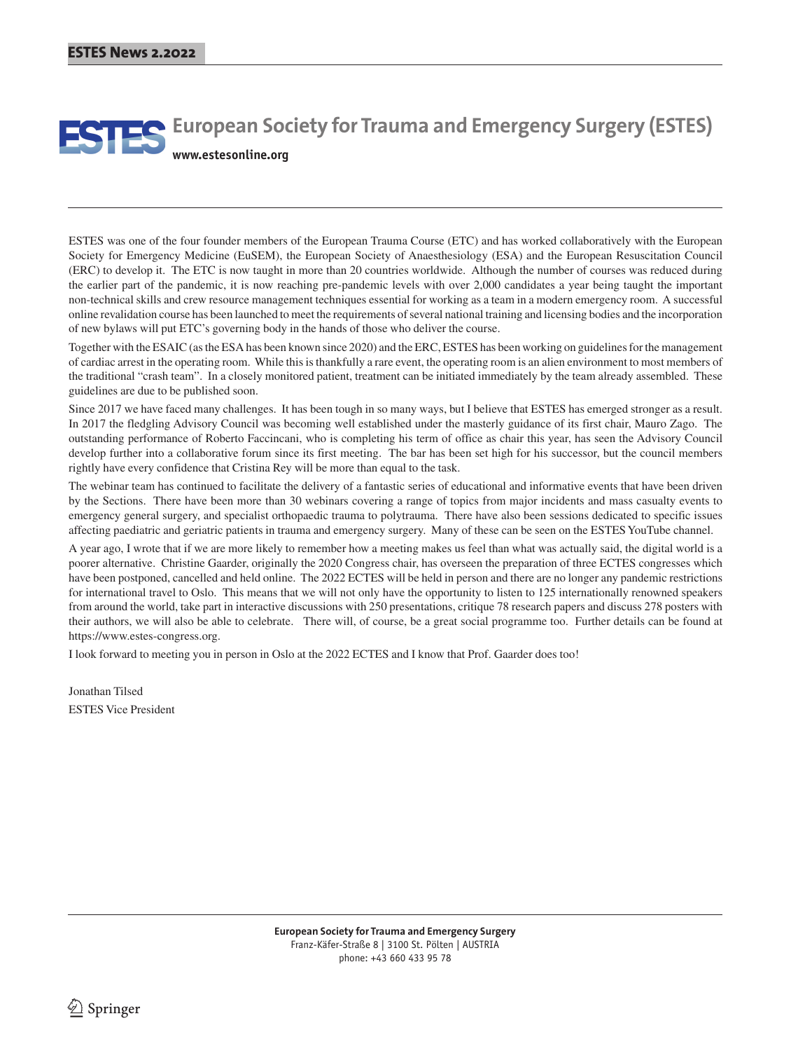# European Society for Trauma and Emergency Surgery (ESTES)

**www.estesonline.org**

ESTES was one of the four founder members of the European Trauma Course (ETC) and has worked collaboratively with the European Society for Emergency Medicine (EuSEM), the European Society of Anaesthesiology (ESA) and the European Resuscitation Council (ERC) to develop it. The ETC is now taught in more than 20 countries worldwide. Although the number of courses was reduced during the earlier part of the pandemic, it is now reaching pre-pandemic levels with over 2,000 candidates a year being taught the important non-technical skills and crew resource management techniques essential for working as a team in a modern emergency room. A successful online revalidation course has been launched to meet the requirements of several national training and licensing bodies and the incorporation of new bylaws will put ETC's governing body in the hands of those who deliver the course.

Together with the ESAIC (as the ESA has been known since 2020) and the ERC, ESTES has been working on guidelines for the management of cardiac arrest in the operating room. While this is thankfully a rare event, the operating room is an alien environment to most members of the traditional "crash team". In a closely monitored patient, treatment can be initiated immediately by the team already assembled. These guidelines are due to be published soon.

Since 2017 we have faced many challenges. It has been tough in so many ways, but I believe that ESTES has emerged stronger as a result. In 2017 the fledgling Advisory Council was becoming well established under the masterly guidance of its first chair, Mauro Zago. The outstanding performance of Roberto Faccincani, who is completing his term of office as chair this year, has seen the Advisory Council develop further into a collaborative forum since its first meeting. The bar has been set high for his successor, but the council members rightly have every confidence that Cristina Rey will be more than equal to the task.

The webinar team has continued to facilitate the delivery of a fantastic series of educational and informative events that have been driven by the Sections. There have been more than 30 webinars covering a range of topics from major incidents and mass casualty events to emergency general surgery, and specialist orthopaedic trauma to polytrauma. There have also been sessions dedicated to specific issues affecting paediatric and geriatric patients in trauma and emergency surgery. Many of these can be seen on the ESTES YouTube channel.

A year ago, I wrote that if we are more likely to remember how a meeting makes us feel than what was actually said, the digital world is a poorer alternative. Christine Gaarder, originally the 2020 Congress chair, has overseen the preparation of three ECTES congresses which have been postponed, cancelled and held online. The 2022 ECTES will be held in person and there are no longer any pandemic restrictions for international travel to Oslo. This means that we will not only have the opportunity to listen to 125 internationally renowned speakers from around the world, take part in interactive discussions with 250 presentations, critique 78 research papers and discuss 278 posters with their authors, we will also be able to celebrate. There will, of course, be a great social programme too. Further details can be found at https://www.estes-congress.org.

I look forward to meeting you in person in Oslo at the 2022 ECTES and I know that Prof. Gaarder does too!

Jonathan Tilsed
ESTES Vice President

**European Society for Trauma and Emergency Surgery**
Franz-Käfer-Straße 8 | 3100 St. Pölten | AUSTRIA
phone: +43 660 433 95 78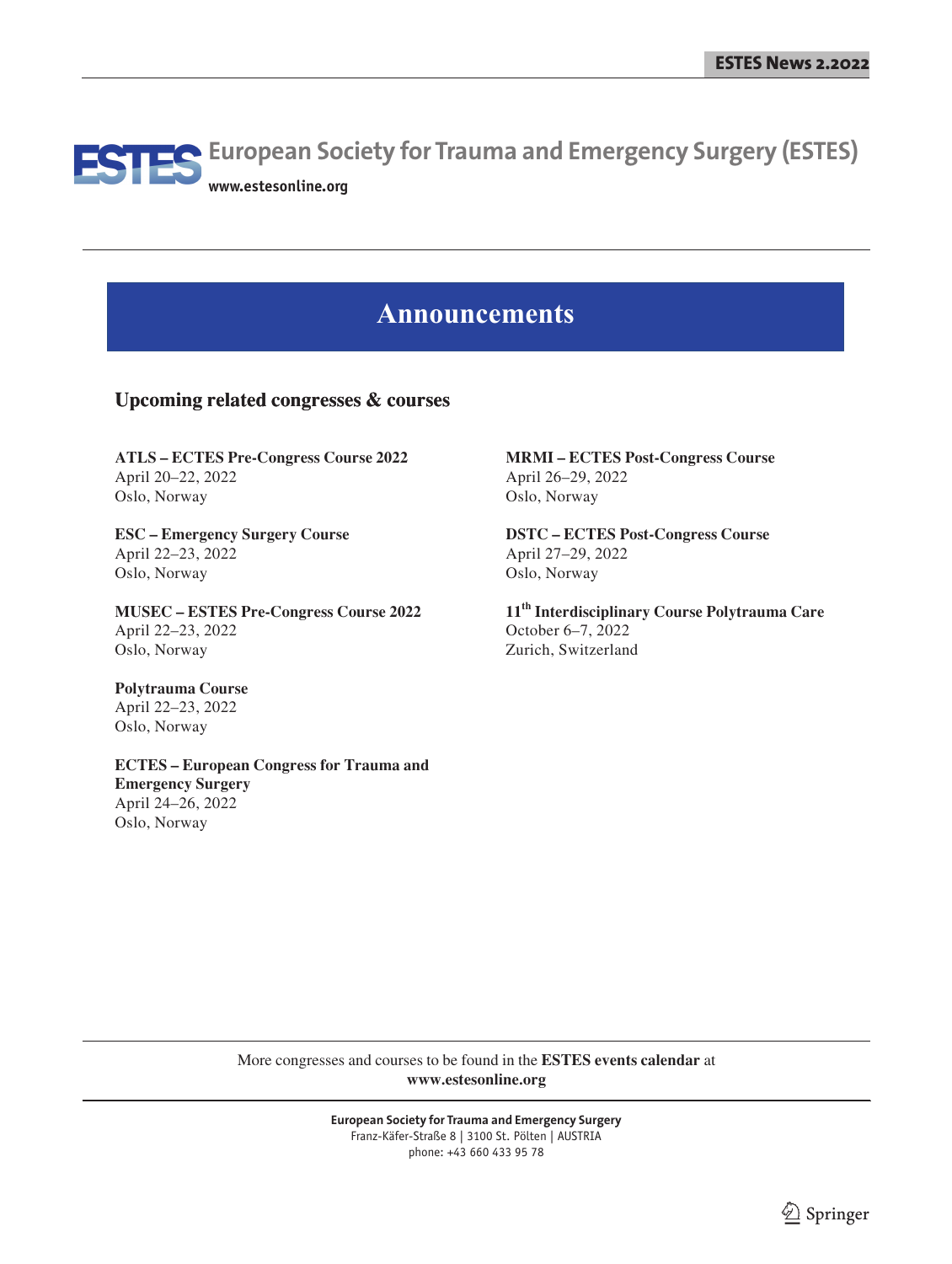# European Society for Trauma and Emergency Surgery (ESTES)

www.estesonline.org

## Announcements

### Upcoming related congresses & courses

**ATLS – ECTES Pre-Congress Course 2022**
April 20–22, 2022
Oslo, Norway

**ESC – Emergency Surgery Course**
April 22–23, 2022
Oslo, Norway

**MUSEC – ESTES Pre-Congress Course 2022**
April 22–23, 2022
Oslo, Norway

**Polytrauma Course**
April 22–23, 2022
Oslo, Norway

**ECTES – European Congress for Trauma and Emergency Surgery**
April 24–26, 2022
Oslo, Norway

**MRMI – ECTES Post-Congress Course**
April 26–29, 2022
Oslo, Norway

**DSTC – ECTES Post-Congress Course**
April 27–29, 2022
Oslo, Norway

**11th Interdisciplinary Course Polytrauma Care**
October 6–7, 2022
Zurich, Switzerland

More congresses and courses to be found in the **ESTES events calendar** at **www.estesonline.org**

**European Society for Trauma and Emergency Surgery**
Franz-Käfer-Straße 8 | 3100 St. Pölten | AUSTRIA
phone: +43 660 433 95 78